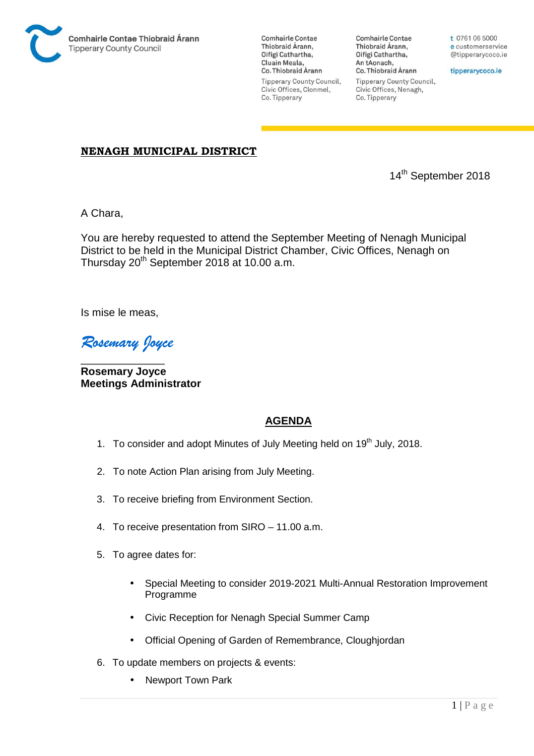Comhairle Contae Thiobraid Árann
Tipperary County Council

Comhairle Contae Thiobraid Árann,
Oifigí Cathartha,
Cluain Meala,
Co. Thiobraid Árann

Tipperary County Council,
Civic Offices, Clonmel,
Co. Tipperary

Comhairle Contae Thiobraid Árann,
Oifigí Cathartha,
An tAonach,
Co. Thiobraid Árann

Tipperary County Council,
Civic Offices, Nenagh,
Co. Tipperary

t 0761 06 5000
e customerservice
@tipperarycoco.ie

tipperarycoco.ie

## NENAGH MUNICIPAL DISTRICT

14th September 2018

A Chara,

You are hereby requested to attend the September Meeting of Nenagh Municipal District to be held in the Municipal District Chamber, Civic Offices, Nenagh on Thursday 20th September 2018 at 10.00 a.m.

Is mise le meas,

*Rosemary Joyce*

______________

**Rosemary Joyce**
**Meetings Administrator**

## AGENDA

1. To consider and adopt Minutes of July Meeting held on 19th July, 2018.

2. To note Action Plan arising from July Meeting.

3. To receive briefing from Environment Section.

4. To receive presentation from SIRO – 11.00 a.m.

5. To agree dates for:

    - Special Meeting to consider 2019-2021 Multi-Annual Restoration Improvement Programme
    - Civic Reception for Nenagh Special Summer Camp
    - Official Opening of Garden of Remembrance, Cloughjordan

6. To update members on projects & events:

    - Newport Town Park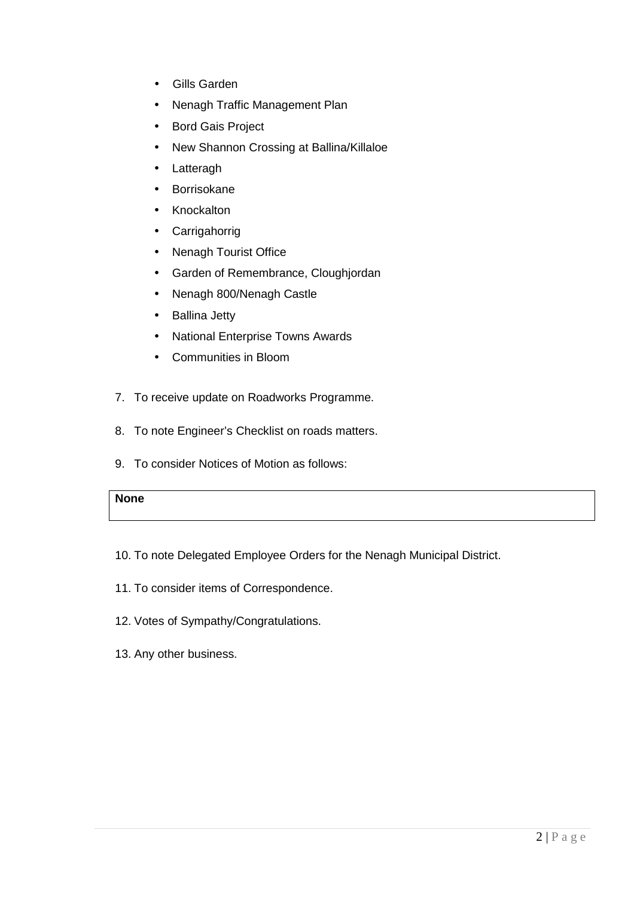- Gills Garden
- Nenagh Traffic Management Plan
- Bord Gais Project
- New Shannon Crossing at Ballina/Killaloe
- Latteragh
- Borrisokane
- Knockalton
- Carrigahorrig
- Nenagh Tourist Office
- Garden of Remembrance, Cloughjordan
- Nenagh 800/Nenagh Castle
- Ballina Jetty
- National Enterprise Towns Awards
- Communities in Bloom

7. To receive update on Roadworks Programme.

8. To note Engineer's Checklist on roads matters.

9. To consider Notices of Motion as follows:

| |
|---|
| **None** |

10. To note Delegated Employee Orders for the Nenagh Municipal District.

11. To consider items of Correspondence.

12. Votes of Sympathy/Congratulations.

13. Any other business.